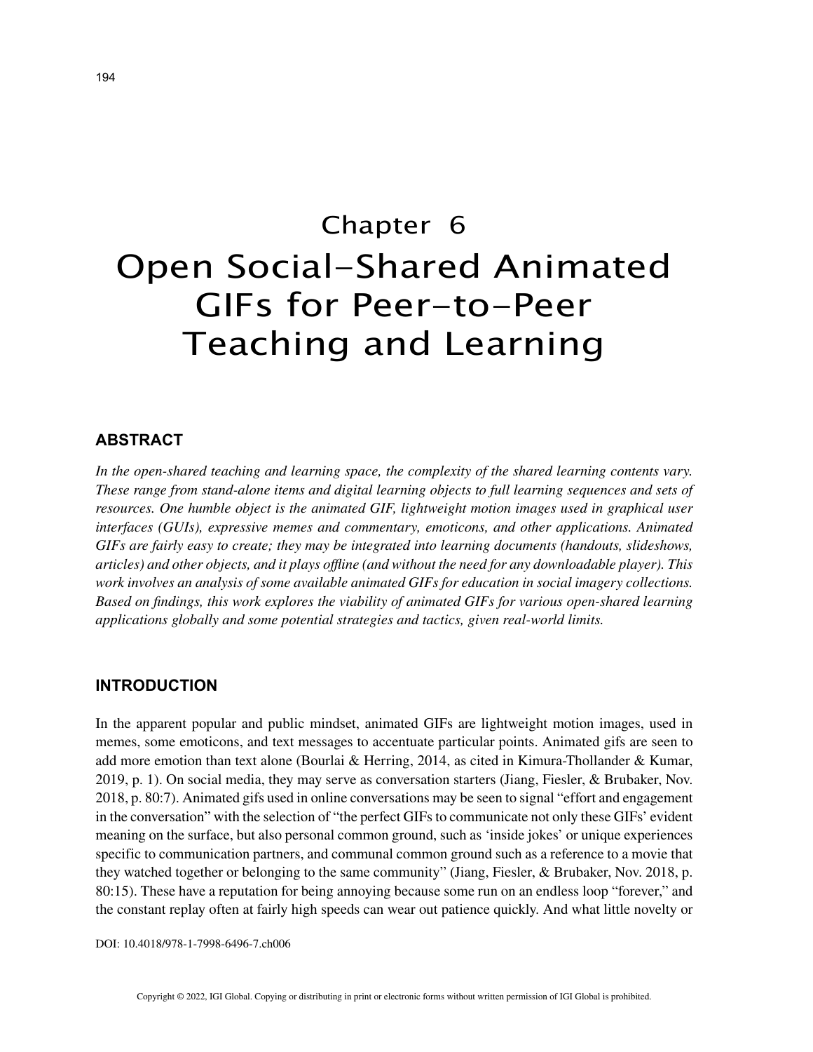# Chapter 6
# Open Social-Shared Animated GIFs for Peer-to-Peer Teaching and Learning

## ABSTRACT

*In the open-shared teaching and learning space, the complexity of the shared learning contents vary. These range from stand-alone items and digital learning objects to full learning sequences and sets of resources. One humble object is the animated GIF, lightweight motion images used in graphical user interfaces (GUIs), expressive memes and commentary, emoticons, and other applications. Animated GIFs are fairly easy to create; they may be integrated into learning documents (handouts, slideshows, articles) and other objects, and it plays offline (and without the need for any downloadable player). This work involves an analysis of some available animated GIFs for education in social imagery collections. Based on findings, this work explores the viability of animated GIFs for various open-shared learning applications globally and some potential strategies and tactics, given real-world limits.*

## INTRODUCTION

In the apparent popular and public mindset, animated GIFs are lightweight motion images, used in memes, some emoticons, and text messages to accentuate particular points. Animated gifs are seen to add more emotion than text alone (Bourlai & Herring, 2014, as cited in Kimura-Thollander & Kumar, 2019, p. 1). On social media, they may serve as conversation starters (Jiang, Fiesler, & Brubaker, Nov. 2018, p. 80:7). Animated gifs used in online conversations may be seen to signal "effort and engagement in the conversation" with the selection of "the perfect GIFs to communicate not only these GIFs' evident meaning on the surface, but also personal common ground, such as 'inside jokes' or unique experiences specific to communication partners, and communal common ground such as a reference to a movie that they watched together or belonging to the same community" (Jiang, Fiesler, & Brubaker, Nov. 2018, p. 80:15). These have a reputation for being annoying because some run on an endless loop "forever," and the constant replay often at fairly high speeds can wear out patience quickly. And what little novelty or

DOI: 10.4018/978-1-7998-6496-7.ch006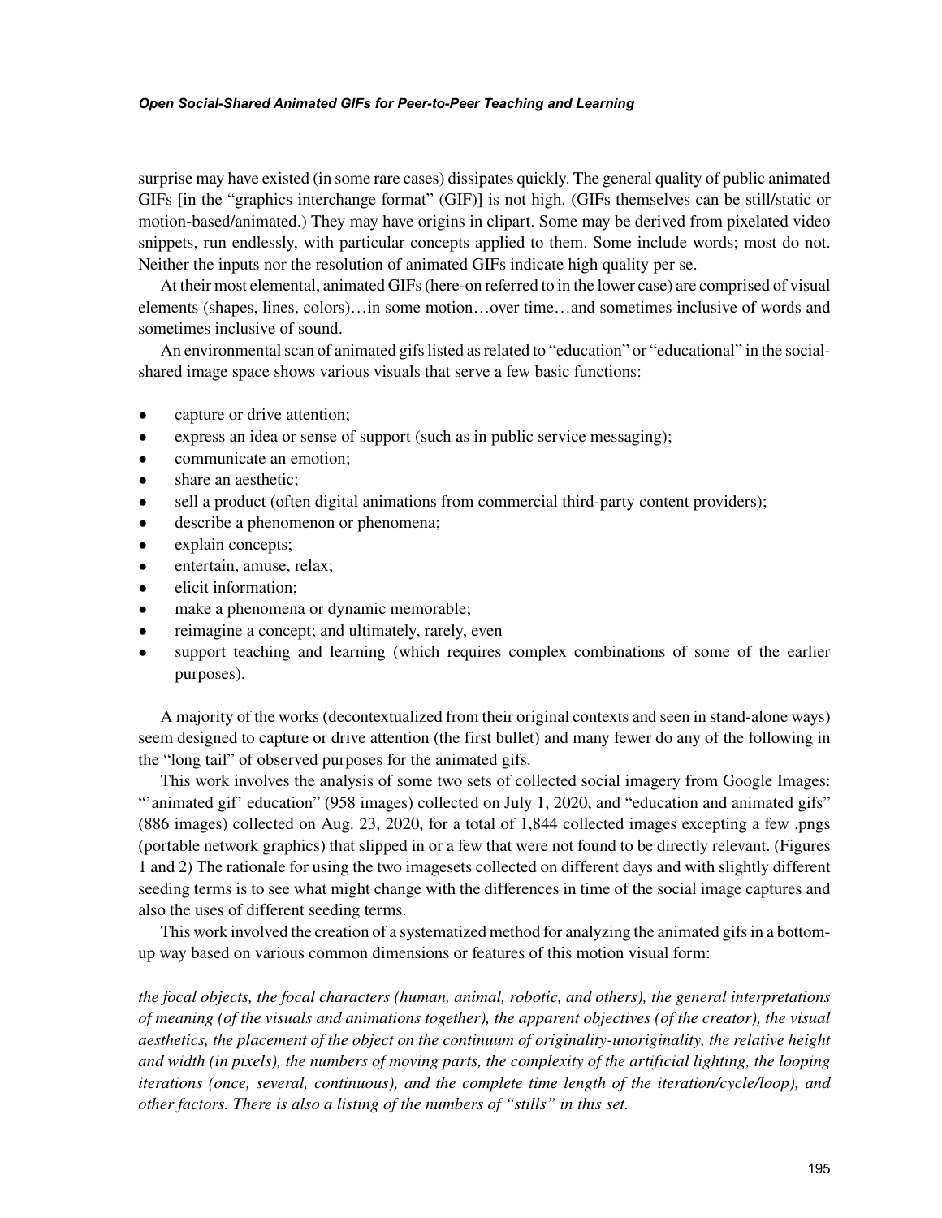surprise may have existed (in some rare cases) dissipates quickly. The general quality of public animated GIFs [in the "graphics interchange format" (GIF)] is not high. (GIFs themselves can be still/static or motion-based/animated.) They may have origins in clipart. Some may be derived from pixelated video snippets, run endlessly, with particular concepts applied to them. Some include words; most do not. Neither the inputs nor the resolution of animated GIFs indicate high quality per se.

At their most elemental, animated GIFs (here-on referred to in the lower case) are comprised of visual elements (shapes, lines, colors)…in some motion…over time…and sometimes inclusive of words and sometimes inclusive of sound.

An environmental scan of animated gifs listed as related to "education" or "educational" in the social-shared image space shows various visuals that serve a few basic functions:

- capture or drive attention;
- express an idea or sense of support (such as in public service messaging);
- communicate an emotion;
- share an aesthetic;
- sell a product (often digital animations from commercial third-party content providers);
- describe a phenomenon or phenomena;
- explain concepts;
- entertain, amuse, relax;
- elicit information;
- make a phenomena or dynamic memorable;
- reimagine a concept; and ultimately, rarely, even
- support teaching and learning (which requires complex combinations of some of the earlier purposes).

A majority of the works (decontextualized from their original contexts and seen in stand-alone ways) seem designed to capture or drive attention (the first bullet) and many fewer do any of the following in the "long tail" of observed purposes for the animated gifs.

This work involves the analysis of some two sets of collected social imagery from Google Images: "'animated gif' education" (958 images) collected on July 1, 2020, and "education and animated gifs" (886 images) collected on Aug. 23, 2020, for a total of 1,844 collected images excepting a few .pngs (portable network graphics) that slipped in or a few that were not found to be directly relevant. (Figures 1 and 2) The rationale for using the two imagesets collected on different days and with slightly different seeding terms is to see what might change with the differences in time of the social image captures and also the uses of different seeding terms.

This work involved the creation of a systematized method for analyzing the animated gifs in a bottom-up way based on various common dimensions or features of this motion visual form:

*the focal objects, the focal characters (human, animal, robotic, and others), the general interpretations of meaning (of the visuals and animations together), the apparent objectives (of the creator), the visual aesthetics, the placement of the object on the continuum of originality-unoriginality, the relative height and width (in pixels), the numbers of moving parts, the complexity of the artificial lighting, the looping iterations (once, several, continuous), and the complete time length of the iteration/cycle/loop), and other factors. There is also a listing of the numbers of "stills" in this set.*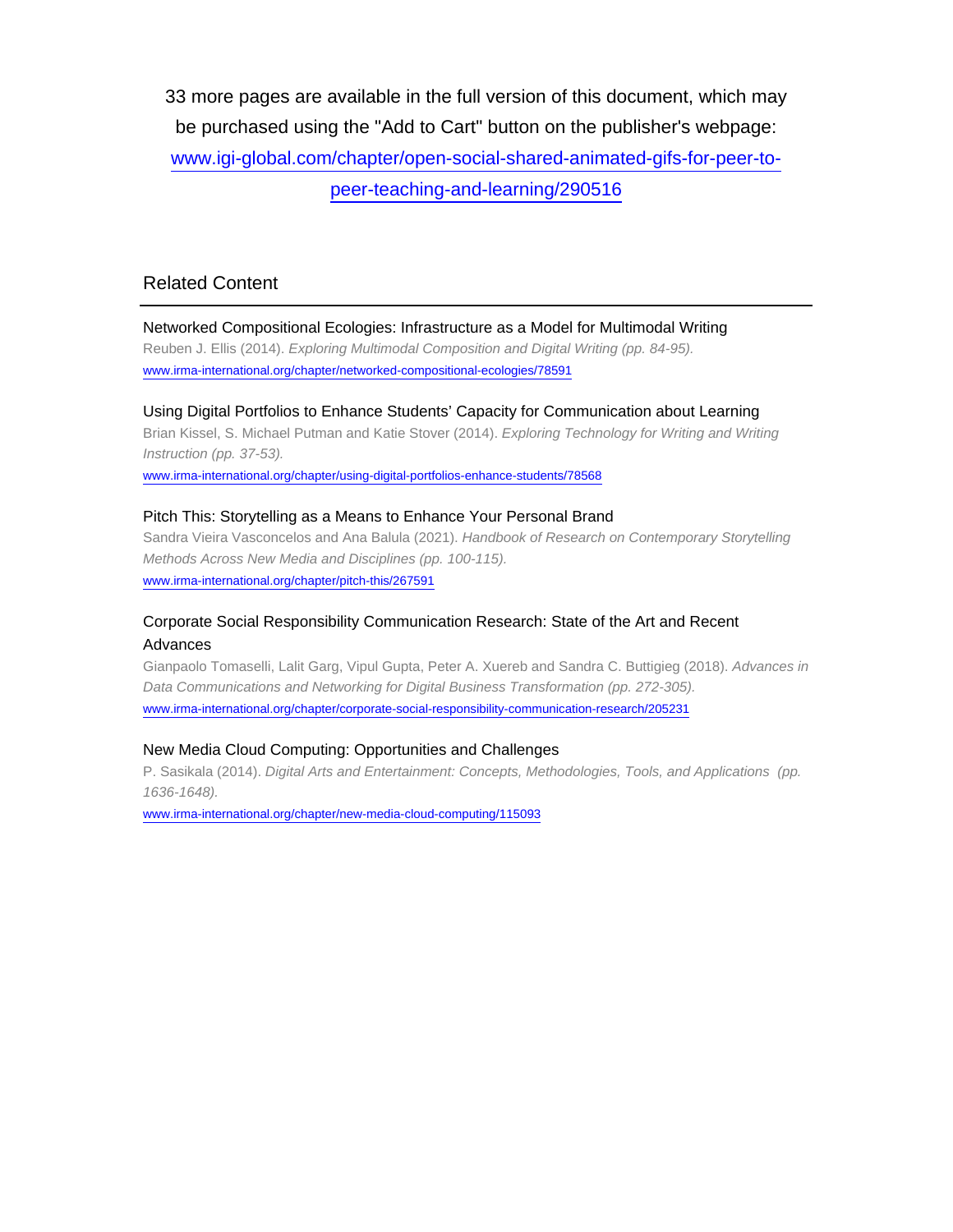33 more pages are available in the full version of this document, which may be purchased using the "Add to Cart" button on the publisher's webpage: [www.igi-global.com/chapter/open-social-shared-animated-gifs-for-peer-to-peer-teaching-and-learning/290516](www.igi-global.com/chapter/open-social-shared-animated-gifs-for-peer-to-peer-teaching-and-learning/290516)

## Related Content

**Networked Compositional Ecologies: Infrastructure as a Model for Multimodal Writing**
Reuben J. Ellis (2014). *Exploring Multimodal Composition and Digital Writing (pp. 84-95).*
[www.irma-international.org/chapter/networked-compositional-ecologies/78591](www.irma-international.org/chapter/networked-compositional-ecologies/78591)

**Using Digital Portfolios to Enhance Students' Capacity for Communication about Learning**
Brian Kissel, S. Michael Putman and Katie Stover (2014). *Exploring Technology for Writing and Writing Instruction (pp. 37-53).*
[www.irma-international.org/chapter/using-digital-portfolios-enhance-students/78568](www.irma-international.org/chapter/using-digital-portfolios-enhance-students/78568)

**Pitch This: Storytelling as a Means to Enhance Your Personal Brand**
Sandra Vieira Vasconcelos and Ana Balula (2021). *Handbook of Research on Contemporary Storytelling Methods Across New Media and Disciplines (pp. 100-115).*
[www.irma-international.org/chapter/pitch-this/267591](www.irma-international.org/chapter/pitch-this/267591)

**Corporate Social Responsibility Communication Research: State of the Art and Recent Advances**
Gianpaolo Tomaselli, Lalit Garg, Vipul Gupta, Peter A. Xuereb and Sandra C. Buttigieg (2018). *Advances in Data Communications and Networking for Digital Business Transformation (pp. 272-305).*
[www.irma-international.org/chapter/corporate-social-responsibility-communication-research/205231](www.irma-international.org/chapter/corporate-social-responsibility-communication-research/205231)

**New Media Cloud Computing: Opportunities and Challenges**
P. Sasikala (2014). *Digital Arts and Entertainment: Concepts, Methodologies, Tools, and Applications (pp. 1636-1648).*
[www.irma-international.org/chapter/new-media-cloud-computing/115093](www.irma-international.org/chapter/new-media-cloud-computing/115093)